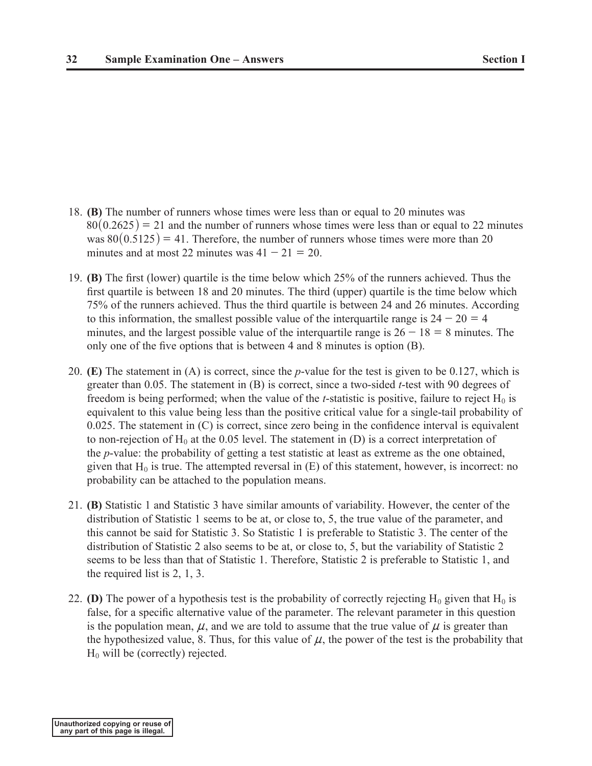18. **(B)** The number of runners whose times were less than or equal to 20 minutes was $80(0.2625) = 21$ and the number of runners whose times were less than or equal to 22 minutes was $80(0.5125) = 41$. Therefore, the number of runners whose times were more than 20 minutes and at most 22 minutes was $41 - 21 = 20$.

19. **(B)** The first (lower) quartile is the time below which 25% of the runners achieved. Thus the first quartile is between 18 and 20 minutes. The third (upper) quartile is the time below which 75% of the runners achieved. Thus the third quartile is between 24 and 26 minutes. According to this information, the smallest possible value of the interquartile range is $24 - 20 = 4$ minutes, and the largest possible value of the interquartile range is $26 - 18 = 8$ minutes. The only one of the five options that is between 4 and 8 minutes is option (B).

20. **(E)** The statement in (A) is correct, since the *p*-value for the test is given to be 0.127, which is greater than 0.05. The statement in (B) is correct, since a two-sided *t*-test with 90 degrees of freedom is being performed; when the value of the *t*-statistic is positive, failure to reject $H_0$ is equivalent to this value being less than the positive critical value for a single-tail probability of 0.025. The statement in (C) is correct, since zero being in the confidence interval is equivalent to non-rejection of $H_0$ at the 0.05 level. The statement in (D) is a correct interpretation of the *p*-value: the probability of getting a test statistic at least as extreme as the one obtained, given that $H_0$ is true. The attempted reversal in (E) of this statement, however, is incorrect: no probability can be attached to the population means.

21. **(B)** Statistic 1 and Statistic 3 have similar amounts of variability. However, the center of the distribution of Statistic 1 seems to be at, or close to, 5, the true value of the parameter, and this cannot be said for Statistic 3. So Statistic 1 is preferable to Statistic 3. The center of the distribution of Statistic 2 also seems to be at, or close to, 5, but the variability of Statistic 2 seems to be less than that of Statistic 1. Therefore, Statistic 2 is preferable to Statistic 1, and the required list is 2, 1, 3.

22. **(D)** The power of a hypothesis test is the probability of correctly rejecting $H_0$ given that $H_0$ is false, for a specific alternative value of the parameter. The relevant parameter in this question is the population mean, $\mu$, and we are told to assume that the true value of $\mu$ is greater than the hypothesized value, 8. Thus, for this value of $\mu$, the power of the test is the probability that $H_0$ will be (correctly) rejected.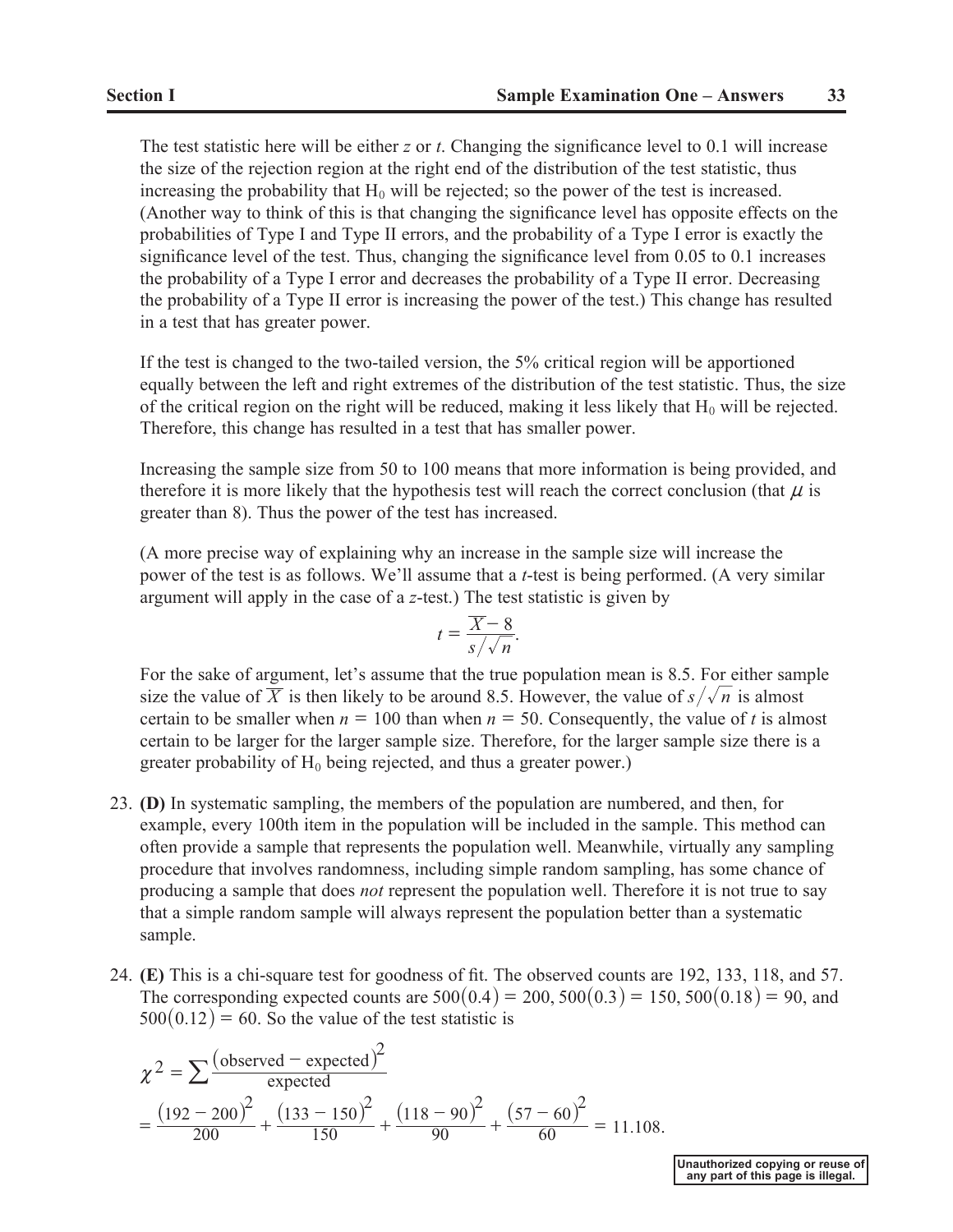The test statistic here will be either $z$ or $t$. Changing the significance level to 0.1 will increase the size of the rejection region at the right end of the distribution of the test statistic, thus increasing the probability that $H_0$ will be rejected; so the power of the test is increased. (Another way to think of this is that changing the significance level has opposite effects on the probabilities of Type I and Type II errors, and the probability of a Type I error is exactly the significance level of the test. Thus, changing the significance level from 0.05 to 0.1 increases the probability of a Type I error and decreases the probability of a Type II error. Decreasing the probability of a Type II error is increasing the power of the test.) This change has resulted in a test that has greater power.

If the test is changed to the two-tailed version, the 5% critical region will be apportioned equally between the left and right extremes of the distribution of the test statistic. Thus, the size of the critical region on the right will be reduced, making it less likely that $H_0$ will be rejected. Therefore, this change has resulted in a test that has smaller power.

Increasing the sample size from 50 to 100 means that more information is being provided, and therefore it is more likely that the hypothesis test will reach the correct conclusion (that $\mu$ is greater than 8). Thus the power of the test has increased.

(A more precise way of explaining why an increase in the sample size will increase the power of the test is as follows. We'll assume that a $t$-test is being performed. (A very similar argument will apply in the case of a $z$-test.) The test statistic is given by

$$t = \frac{\overline{X} - 8}{s/\sqrt{n}}.$$

For the sake of argument, let's assume that the true population mean is 8.5. For either sample size the value of $\overline{X}$ is then likely to be around 8.5. However, the value of $s/\sqrt{n}$ is almost certain to be smaller when $n = 100$ than when $n = 50$. Consequently, the value of $t$ is almost certain to be larger for the larger sample size. Therefore, for the larger sample size there is a greater probability of $H_0$ being rejected, and thus a greater power.)

23. **(D)** In systematic sampling, the members of the population are numbered, and then, for example, every 100th item in the population will be included in the sample. This method can often provide a sample that represents the population well. Meanwhile, virtually any sampling procedure that involves randomness, including simple random sampling, has some chance of producing a sample that does *not* represent the population well. Therefore it is not true to say that a simple random sample will always represent the population better than a systematic sample.

24. **(E)** This is a chi-square test for goodness of fit. The observed counts are 192, 133, 118, and 57. The corresponding expected counts are $500(0.4) = 200$, $500(0.3) = 150$, $500(0.18) = 90$, and $500(0.12) = 60$. So the value of the test statistic is

$$\chi^2 = \sum \frac{(\text{observed} - \text{expected})^2}{\text{expected}}$$

$$= \frac{(192-200)^2}{200} + \frac{(133-150)^2}{150} + \frac{(118-90)^2}{90} + \frac{(57-60)^2}{60} = 11.108.$$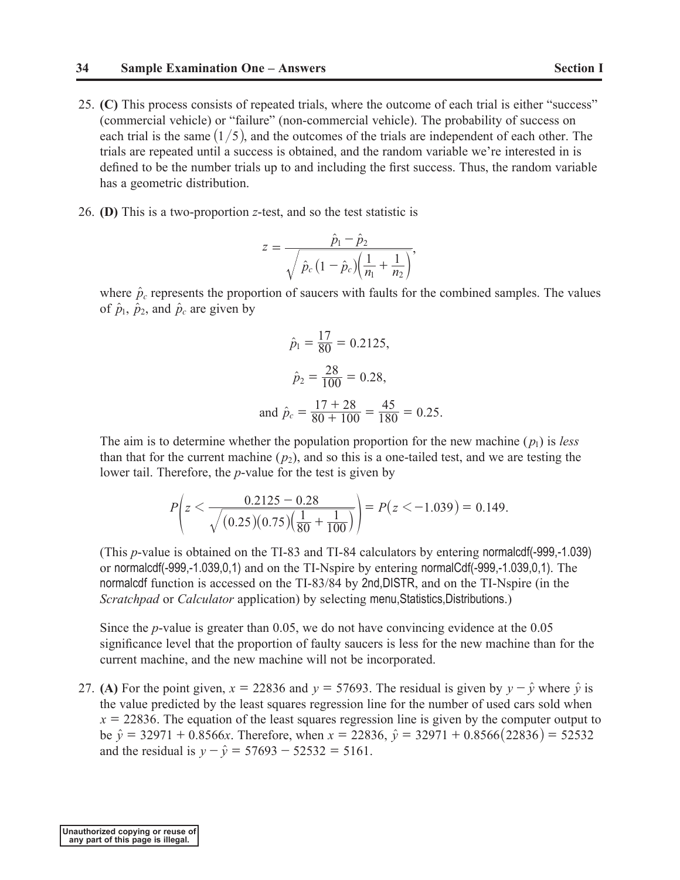25. **(C)** This process consists of repeated trials, where the outcome of each trial is either "success" (commercial vehicle) or "failure" (non-commercial vehicle). The probability of success on each trial is the same $(1/5)$, and the outcomes of the trials are independent of each other. The trials are repeated until a success is obtained, and the random variable we're interested in is defined to be the number trials up to and including the first success. Thus, the random variable has a geometric distribution.

26. **(D)** This is a two-proportion $z$-test, and so the test statistic is

$$z = \frac{\hat{p}_1 - \hat{p}_2}{\sqrt{\hat{p}_c(1 - \hat{p}_c)\left(\frac{1}{n_1} + \frac{1}{n_2}\right)}},$$

where $\hat{p}_c$ represents the proportion of saucers with faults for the combined samples. The values of $\hat{p}_1$, $\hat{p}_2$, and $\hat{p}_c$ are given by

$$\hat{p}_1 = \frac{17}{80} = 0.2125,$$

$$\hat{p}_2 = \frac{28}{100} = 0.28,$$

$$\text{and } \hat{p}_c = \frac{17 + 28}{80 + 100} = \frac{45}{180} = 0.25.$$

The aim is to determine whether the population proportion for the new machine ($p_1$) is *less* than that for the current machine ($p_2$), and so this is a one-tailed test, and we are testing the lower tail. Therefore, the $p$-value for the test is given by

$$P\left(z < \frac{0.2125 - 0.28}{\sqrt{(0.25)(0.75)\left(\frac{1}{80} + \frac{1}{100}\right)}}\right) = P(z < -1.039) = 0.149.$$

(This $p$-value is obtained on the TI-83 and TI-84 calculators by entering normalcdf(-999,-1.039) or normalcdf(-999,-1.039,0,1) and on the TI-Nspire by entering normalCdf(-999,-1.039,0,1). The normalcdf function is accessed on the TI-83/84 by 2nd,DISTR, and on the TI-Nspire (in the *Scratchpad* or *Calculator* application) by selecting menu,Statistics,Distributions.)

Since the $p$-value is greater than 0.05, we do not have convincing evidence at the 0.05 significance level that the proportion of faulty saucers is less for the new machine than for the current machine, and the new machine will not be incorporated.

27. **(A)** For the point given, $x = 22836$ and $y = 57693$. The residual is given by $y - \hat{y}$ where $\hat{y}$ is the value predicted by the least squares regression line for the number of used cars sold when $x = 22836$. The equation of the least squares regression line is given by the computer output to be $\hat{y} = 32971 + 0.8566x$. Therefore, when $x = 22836$, $\hat{y} = 32971 + 0.8566(22836) = 52532$ and the residual is $y - \hat{y} = 57693 - 52532 = 5161$.